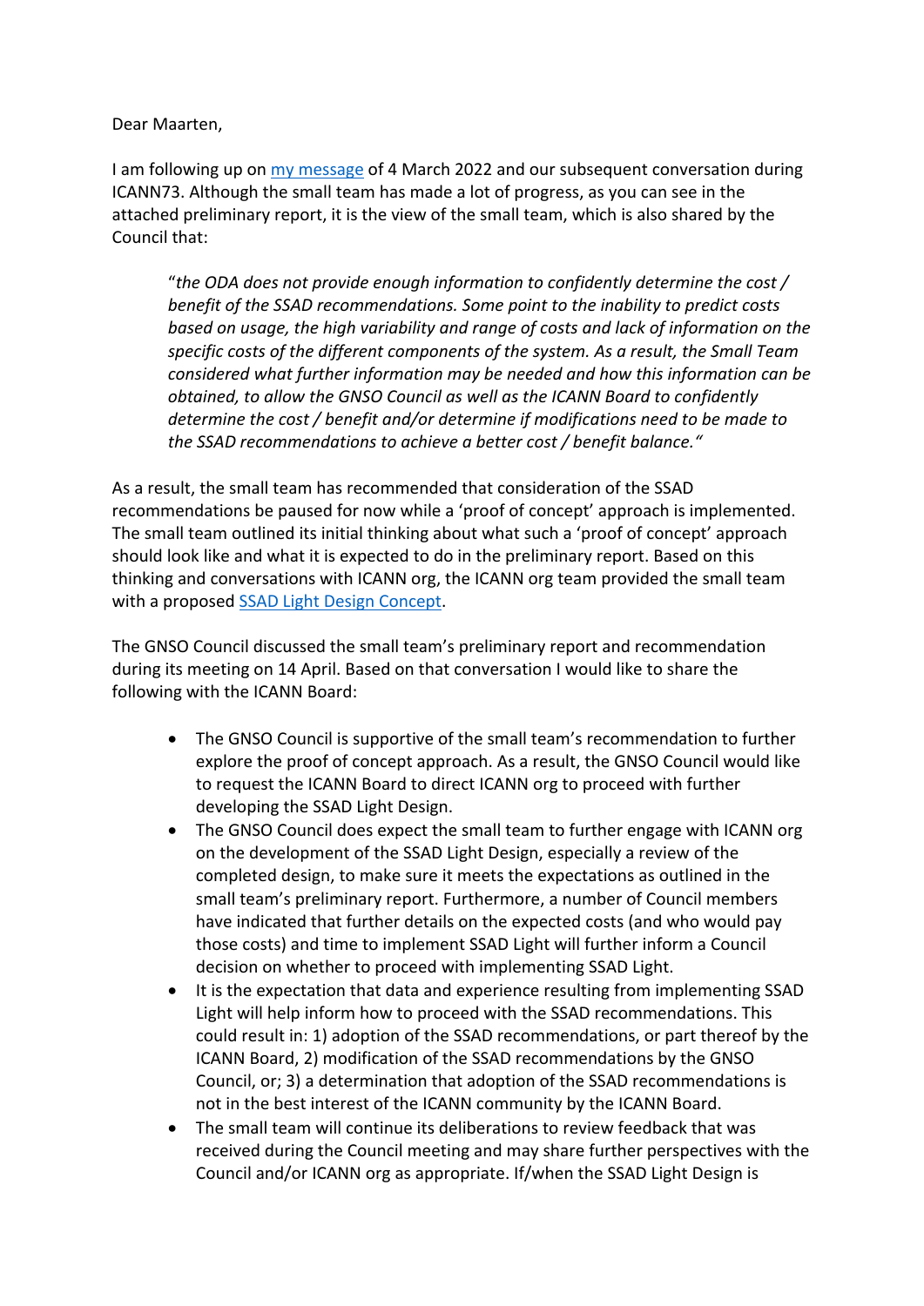Dear Maarten,

I am following up on my message of 4 March 2022 and our subsequent conversation during ICANN73. Although the small team has made a lot of progress, as you can see in the attached preliminary report, it is the view of the small team, which is also shared by the Council that:

> "*the ODA does not provide enough information to confidently determine the cost / benefit of the SSAD recommendations. Some point to the inability to predict costs based on usage, the high variability and range of costs and lack of information on the specific costs of the different components of the system. As a result, the Small Team considered what further information may be needed and how this information can be obtained, to allow the GNSO Council as well as the ICANN Board to confidently determine the cost / benefit and/or determine if modifications need to be made to the SSAD recommendations to achieve a better cost / benefit balance.*"

As a result, the small team has recommended that consideration of the SSAD recommendations be paused for now while a 'proof of concept' approach is implemented. The small team outlined its initial thinking about what such a 'proof of concept' approach should look like and what it is expected to do in the preliminary report. Based on this thinking and conversations with ICANN org, the ICANN org team provided the small team with a proposed SSAD Light Design Concept.

The GNSO Council discussed the small team's preliminary report and recommendation during its meeting on 14 April. Based on that conversation I would like to share the following with the ICANN Board:

- The GNSO Council is supportive of the small team's recommendation to further explore the proof of concept approach. As a result, the GNSO Council would like to request the ICANN Board to direct ICANN org to proceed with further developing the SSAD Light Design.
- The GNSO Council does expect the small team to further engage with ICANN org on the development of the SSAD Light Design, especially a review of the completed design, to make sure it meets the expectations as outlined in the small team's preliminary report. Furthermore, a number of Council members have indicated that further details on the expected costs (and who would pay those costs) and time to implement SSAD Light will further inform a Council decision on whether to proceed with implementing SSAD Light.
- It is the expectation that data and experience resulting from implementing SSAD Light will help inform how to proceed with the SSAD recommendations. This could result in: 1) adoption of the SSAD recommendations, or part thereof by the ICANN Board, 2) modification of the SSAD recommendations by the GNSO Council, or; 3) a determination that adoption of the SSAD recommendations is not in the best interest of the ICANN community by the ICANN Board.
- The small team will continue its deliberations to review feedback that was received during the Council meeting and may share further perspectives with the Council and/or ICANN org as appropriate. If/when the SSAD Light Design is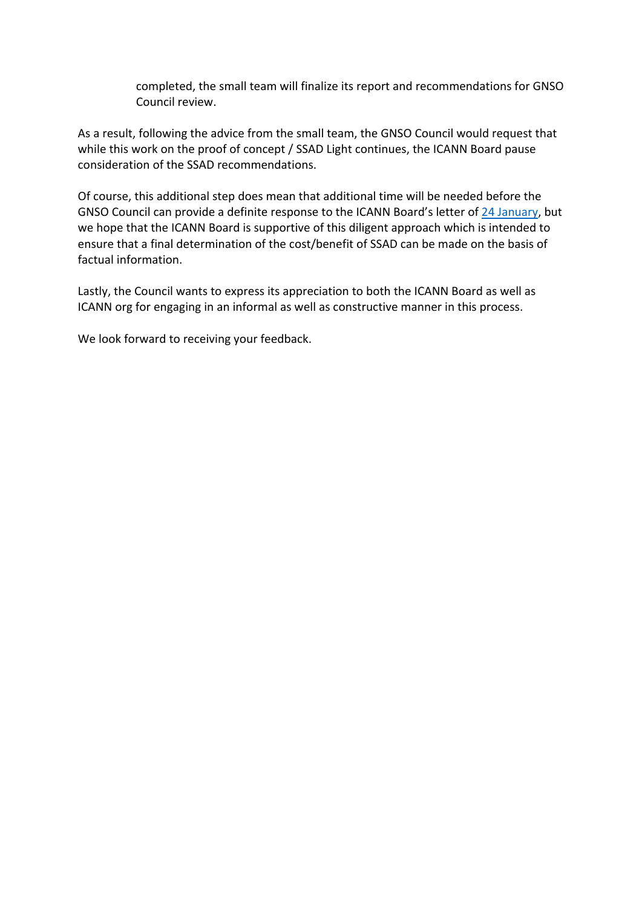completed, the small team will finalize its report and recommendations for GNSO Council review.

As a result, following the advice from the small team, the GNSO Council would request that while this work on the proof of concept / SSAD Light continues, the ICANN Board pause consideration of the SSAD recommendations.

Of course, this additional step does mean that additional time will be needed before the GNSO Council can provide a definite response to the ICANN Board's letter of 24 January, but we hope that the ICANN Board is supportive of this diligent approach which is intended to ensure that a final determination of the cost/benefit of SSAD can be made on the basis of factual information.

Lastly, the Council wants to express its appreciation to both the ICANN Board as well as ICANN org for engaging in an informal as well as constructive manner in this process.

We look forward to receiving your feedback.